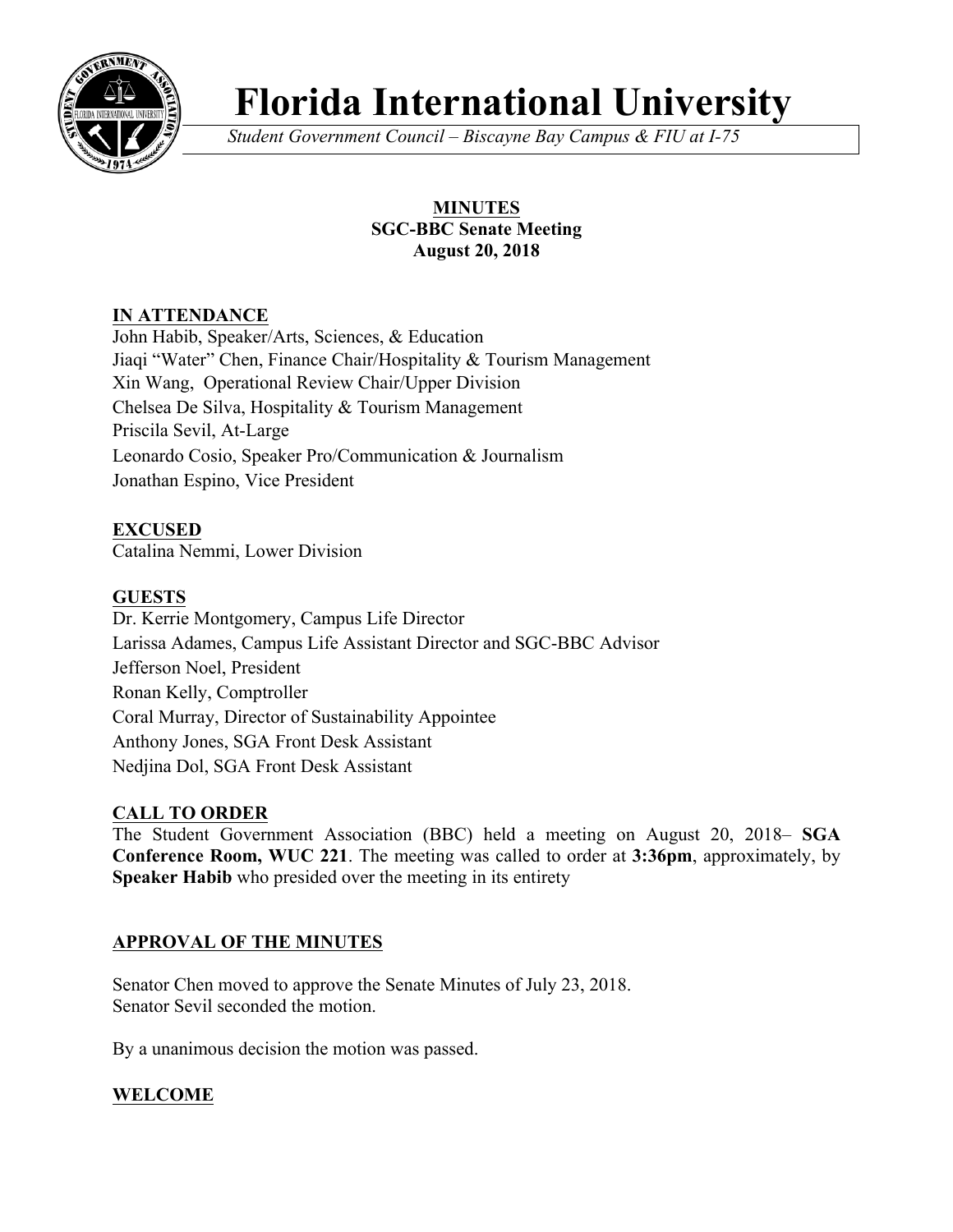# Florida International University

*Student Government Council – Biscayne Bay Campus & FIU at I-75*

**MINUTES**
**SGC-BBC Senate Meeting**
**August 20, 2018**

## IN ATTENDANCE

John Habib, Speaker/Arts, Sciences, & Education
Jiaqi "Water" Chen, Finance Chair/Hospitality & Tourism Management
Xin Wang, Operational Review Chair/Upper Division
Chelsea De Silva, Hospitality & Tourism Management
Priscila Sevil, At-Large
Leonardo Cosio, Speaker Pro/Communication & Journalism
Jonathan Espino, Vice President

## EXCUSED

Catalina Nemmi, Lower Division

## GUESTS

Dr. Kerrie Montgomery, Campus Life Director
Larissa Adames, Campus Life Assistant Director and SGC-BBC Advisor
Jefferson Noel, President
Ronan Kelly, Comptroller
Coral Murray, Director of Sustainability Appointee
Anthony Jones, SGA Front Desk Assistant
Nedjina Dol, SGA Front Desk Assistant

## CALL TO ORDER

The Student Government Association (BBC) held a meeting on August 20, 2018– **SGA Conference Room, WUC 221**. The meeting was called to order at **3:36pm**, approximately, by **Speaker Habib** who presided over the meeting in its entirety

## APPROVAL OF THE MINUTES

Senator Chen moved to approve the Senate Minutes of July 23, 2018.
Senator Sevil seconded the motion.

By a unanimous decision the motion was passed.

## WELCOME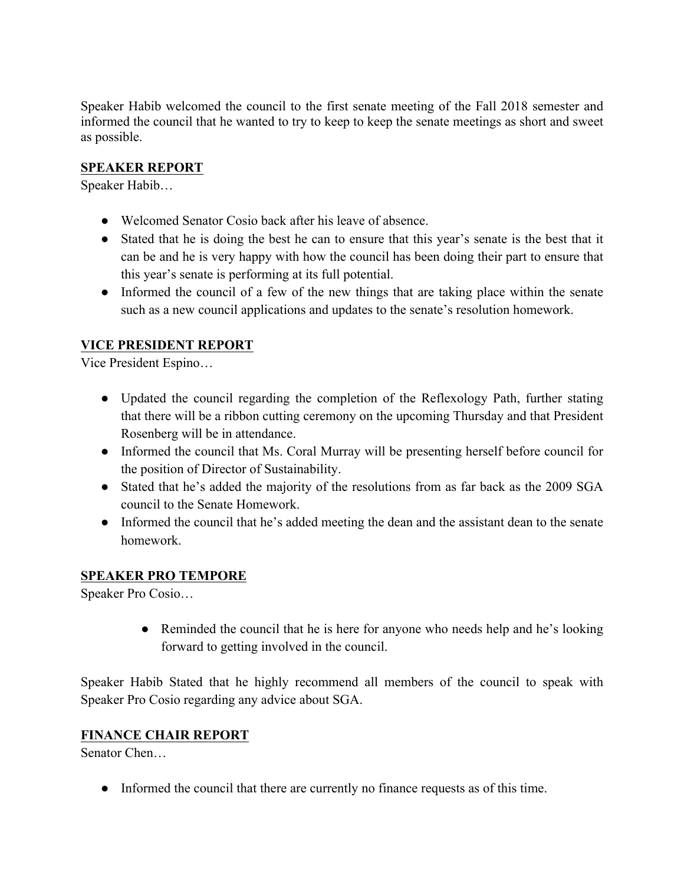Speaker Habib welcomed the council to the first senate meeting of the Fall 2018 semester and informed the council that he wanted to try to keep to keep the senate meetings as short and sweet as possible.

## SPEAKER REPORT

Speaker Habib…

- Welcomed Senator Cosio back after his leave of absence.
- Stated that he is doing the best he can to ensure that this year's senate is the best that it can be and he is very happy with how the council has been doing their part to ensure that this year's senate is performing at its full potential.
- Informed the council of a few of the new things that are taking place within the senate such as a new council applications and updates to the senate's resolution homework.

## VICE PRESIDENT REPORT

Vice President Espino…

- Updated the council regarding the completion of the Reflexology Path, further stating that there will be a ribbon cutting ceremony on the upcoming Thursday and that President Rosenberg will be in attendance.
- Informed the council that Ms. Coral Murray will be presenting herself before council for the position of Director of Sustainability.
- Stated that he's added the majority of the resolutions from as far back as the 2009 SGA council to the Senate Homework.
- Informed the council that he's added meeting the dean and the assistant dean to the senate homework.

## SPEAKER PRO TEMPORE

Speaker Pro Cosio…

- Reminded the council that he is here for anyone who needs help and he's looking forward to getting involved in the council.

Speaker Habib Stated that he highly recommend all members of the council to speak with Speaker Pro Cosio regarding any advice about SGA.

## FINANCE CHAIR REPORT

Senator Chen…

- Informed the council that there are currently no finance requests as of this time.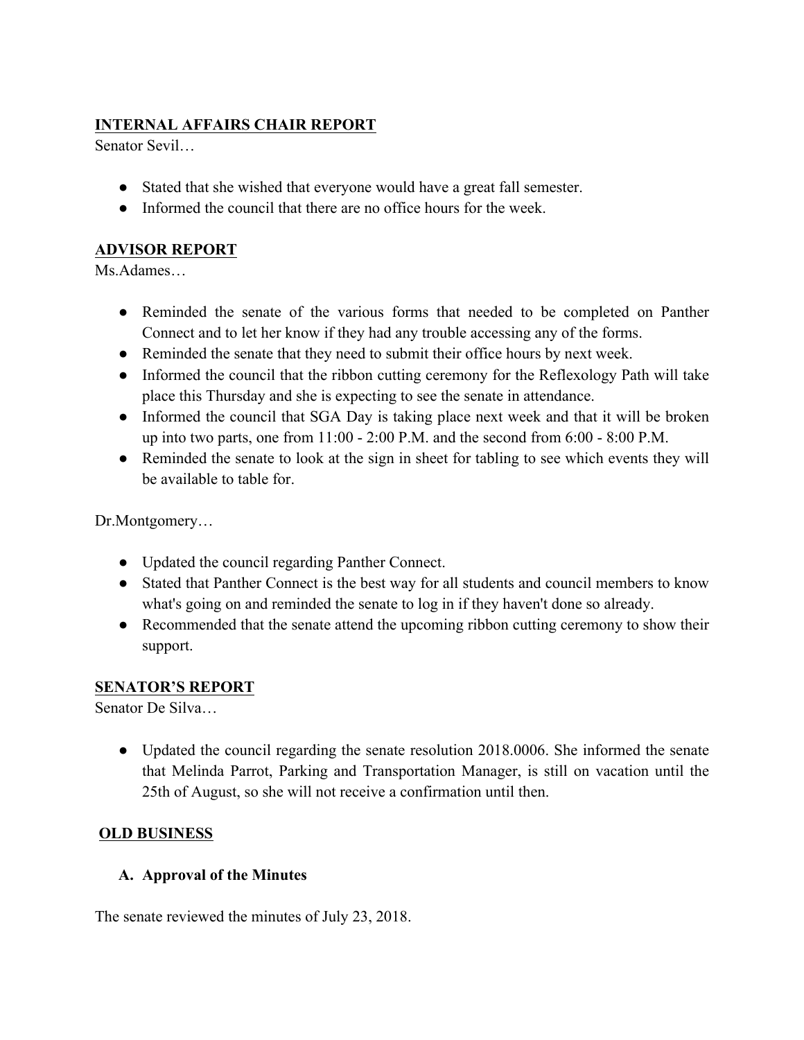## INTERNAL AFFAIRS CHAIR REPORT

Senator Sevil…

- Stated that she wished that everyone would have a great fall semester.
- Informed the council that there are no office hours for the week.

## ADVISOR REPORT

Ms.Adames…

- Reminded the senate of the various forms that needed to be completed on Panther Connect and to let her know if they had any trouble accessing any of the forms.
- Reminded the senate that they need to submit their office hours by next week.
- Informed the council that the ribbon cutting ceremony for the Reflexology Path will take place this Thursday and she is expecting to see the senate in attendance.
- Informed the council that SGA Day is taking place next week and that it will be broken up into two parts, one from 11:00 - 2:00 P.M. and the second from 6:00 - 8:00 P.M.
- Reminded the senate to look at the sign in sheet for tabling to see which events they will be available to table for.

Dr.Montgomery…

- Updated the council regarding Panther Connect.
- Stated that Panther Connect is the best way for all students and council members to know what's going on and reminded the senate to log in if they haven't done so already.
- Recommended that the senate attend the upcoming ribbon cutting ceremony to show their support.

## SENATOR'S REPORT

Senator De Silva…

- Updated the council regarding the senate resolution 2018.0006. She informed the senate that Melinda Parrot, Parking and Transportation Manager, is still on vacation until the 25th of August, so she will not receive a confirmation until then.

## OLD BUSINESS

### A. Approval of the Minutes

The senate reviewed the minutes of July 23, 2018.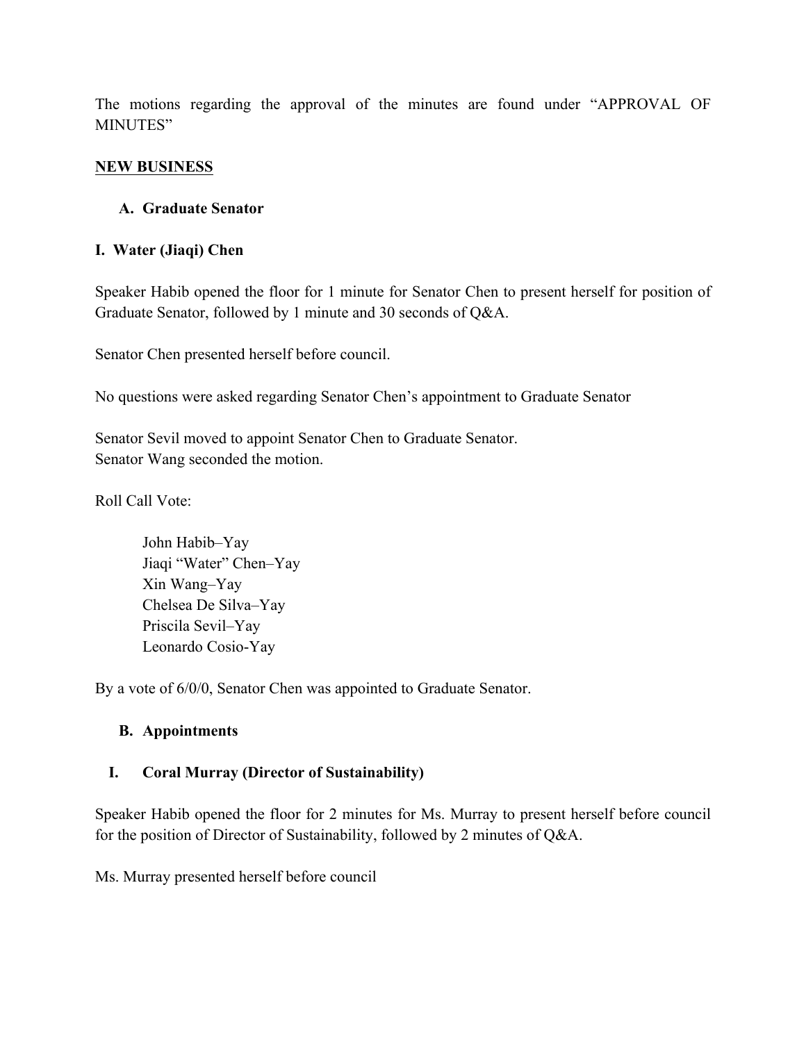The motions regarding the approval of the minutes are found under "APPROVAL OF MINUTES"

## NEW BUSINESS

### A. Graduate Senator

### I. Water (Jiaqi) Chen

Speaker Habib opened the floor for 1 minute for Senator Chen to present herself for position of Graduate Senator, followed by 1 minute and 30 seconds of Q&A.

Senator Chen presented herself before council.

No questions were asked regarding Senator Chen's appointment to Graduate Senator

Senator Sevil moved to appoint Senator Chen to Graduate Senator.
Senator Wang seconded the motion.

Roll Call Vote:

John Habib–Yay
Jiaqi "Water" Chen–Yay
Xin Wang–Yay
Chelsea De Silva–Yay
Priscila Sevil–Yay
Leonardo Cosio-Yay

By a vote of 6/0/0, Senator Chen was appointed to Graduate Senator.

### B. Appointments

### I. Coral Murray (Director of Sustainability)

Speaker Habib opened the floor for 2 minutes for Ms. Murray to present herself before council for the position of Director of Sustainability, followed by 2 minutes of Q&A.

Ms. Murray presented herself before council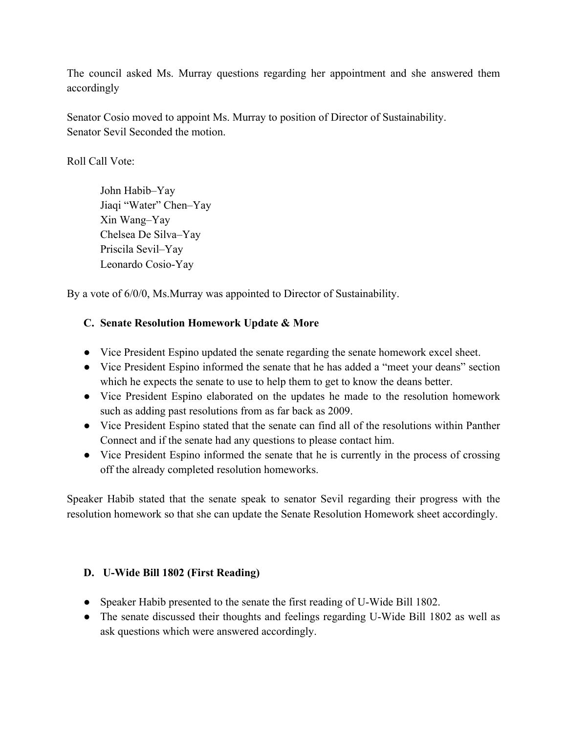The council asked Ms. Murray questions regarding her appointment and she answered them accordingly

Senator Cosio moved to appoint Ms. Murray to position of Director of Sustainability.
Senator Sevil Seconded the motion.

Roll Call Vote:

John Habib–Yay
Jiaqi "Water" Chen–Yay
Xin Wang–Yay
Chelsea De Silva–Yay
Priscila Sevil–Yay
Leonardo Cosio-Yay

By a vote of 6/0/0, Ms.Murray was appointed to Director of Sustainability.

### C. Senate Resolution Homework Update & More

- Vice President Espino updated the senate regarding the senate homework excel sheet.
- Vice President Espino informed the senate that he has added a "meet your deans" section which he expects the senate to use to help them to get to know the deans better.
- Vice President Espino elaborated on the updates he made to the resolution homework such as adding past resolutions from as far back as 2009.
- Vice President Espino stated that the senate can find all of the resolutions within Panther Connect and if the senate had any questions to please contact him.
- Vice President Espino informed the senate that he is currently in the process of crossing off the already completed resolution homeworks.

Speaker Habib stated that the senate speak to senator Sevil regarding their progress with the resolution homework so that she can update the Senate Resolution Homework sheet accordingly.

### D. U-Wide Bill 1802 (First Reading)

- Speaker Habib presented to the senate the first reading of U-Wide Bill 1802.
- The senate discussed their thoughts and feelings regarding U-Wide Bill 1802 as well as ask questions which were answered accordingly.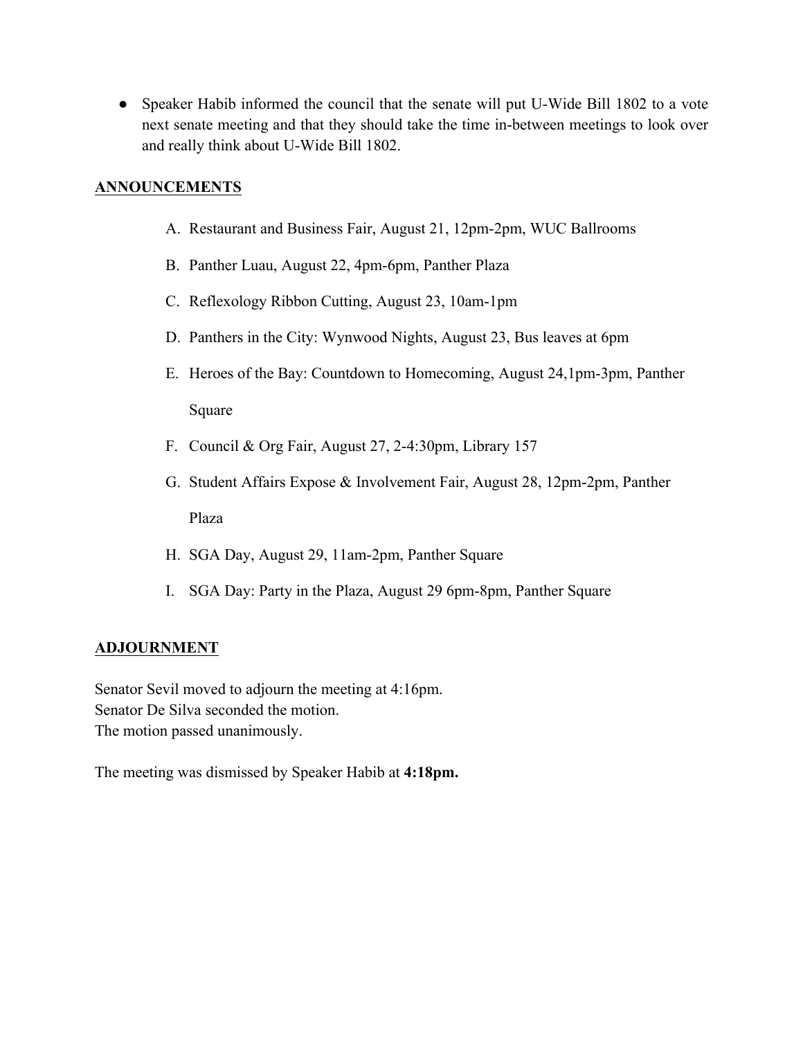- Speaker Habib informed the council that the senate will put U-Wide Bill 1802 to a vote next senate meeting and that they should take the time in-between meetings to look over and really think about U-Wide Bill 1802.

**ANNOUNCEMENTS**

A. Restaurant and Business Fair, August 21, 12pm-2pm, WUC Ballrooms
B. Panther Luau, August 22, 4pm-6pm, Panther Plaza
C. Reflexology Ribbon Cutting, August 23, 10am-1pm
D. Panthers in the City: Wynwood Nights, August 23, Bus leaves at 6pm
E. Heroes of the Bay: Countdown to Homecoming, August 24,1pm-3pm, Panther Square
F. Council & Org Fair, August 27, 2-4:30pm, Library 157
G. Student Affairs Expose & Involvement Fair, August 28, 12pm-2pm, Panther Plaza
H. SGA Day, August 29, 11am-2pm, Panther Square
I. SGA Day: Party in the Plaza, August 29 6pm-8pm, Panther Square

**ADJOURNMENT**

Senator Sevil moved to adjourn the meeting at 4:16pm.
Senator De Silva seconded the motion.
The motion passed unanimously.

The meeting was dismissed by Speaker Habib at **4:18pm.**